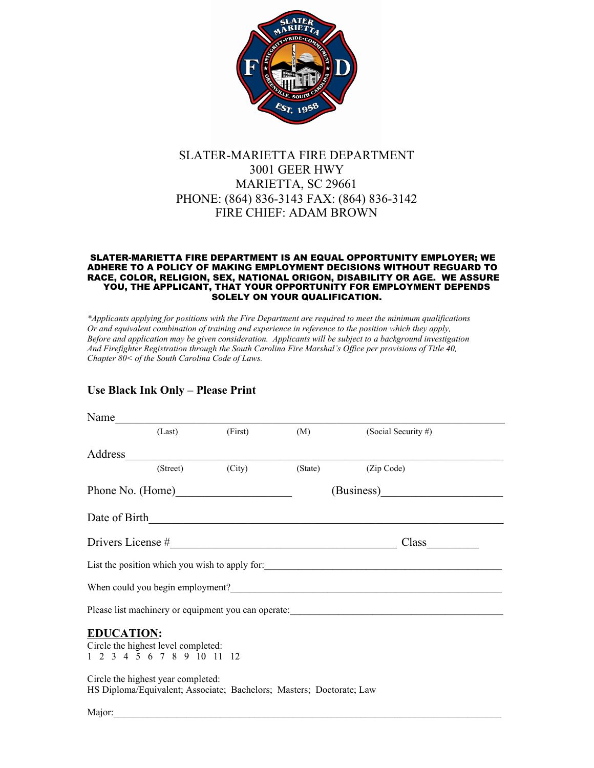SLATER-MARIETTA FIRE DEPARTMENT
3001 GEER HWY
MARIETTA, SC 29661
PHONE: (864) 836-3143 FAX: (864) 836-3142
FIRE CHIEF: ADAM BROWN

**SLATER-MARIETTA FIRE DEPARTMENT IS AN EQUAL OPPORTUNITY EMPLOYER; WE ADHERE TO A POLICY OF MAKING EMPLOYMENT DECISIONS WITHOUT REGUARD TO RACE, COLOR, RELIGION, SEX, NATIONAL ORIGON, DISABILITY OR AGE. WE ASSURE YOU, THE APPLICANT, THAT YOUR OPPORTUNITY FOR EMPLOYMENT DEPENDS SOLELY ON YOUR QUALIFICATION.**

*\*Applicants applying for positions with the Fire Department are required to meet the minimum qualifications Or and equivalent combination of training and experience in reference to the position which they apply, Before and application may be given consideration. Applicants will be subject to a background investigation And Firefighter Registration through the South Carolina Fire Marshal's Office per provisions of Title 40, Chapter 80< of the South Carolina Code of Laws.*

**Use Black Ink Only – Please Print**

Name________________________________________________________________
(Last) (First) (M) (Social Security #)

Address______________________________________________________________
(Street) (City) (State) (Zip Code)

Phone No. (Home)____________________ (Business)____________________

Date of Birth__________________________________________________________

Drivers License #_______________________________________ Class_________

List the position which you wish to apply for:_________________________________

When could you begin employment?_________________________________________

Please list machinery or equipment you can operate:___________________________

## EDUCATION:

Circle the highest level completed:
1 2 3 4 5 6 7 8 9 10 11 12

Circle the highest year completed:
HS Diploma/Equivalent; Associate; Bachelors; Masters; Doctorate; Law

Major:______________________________________________________________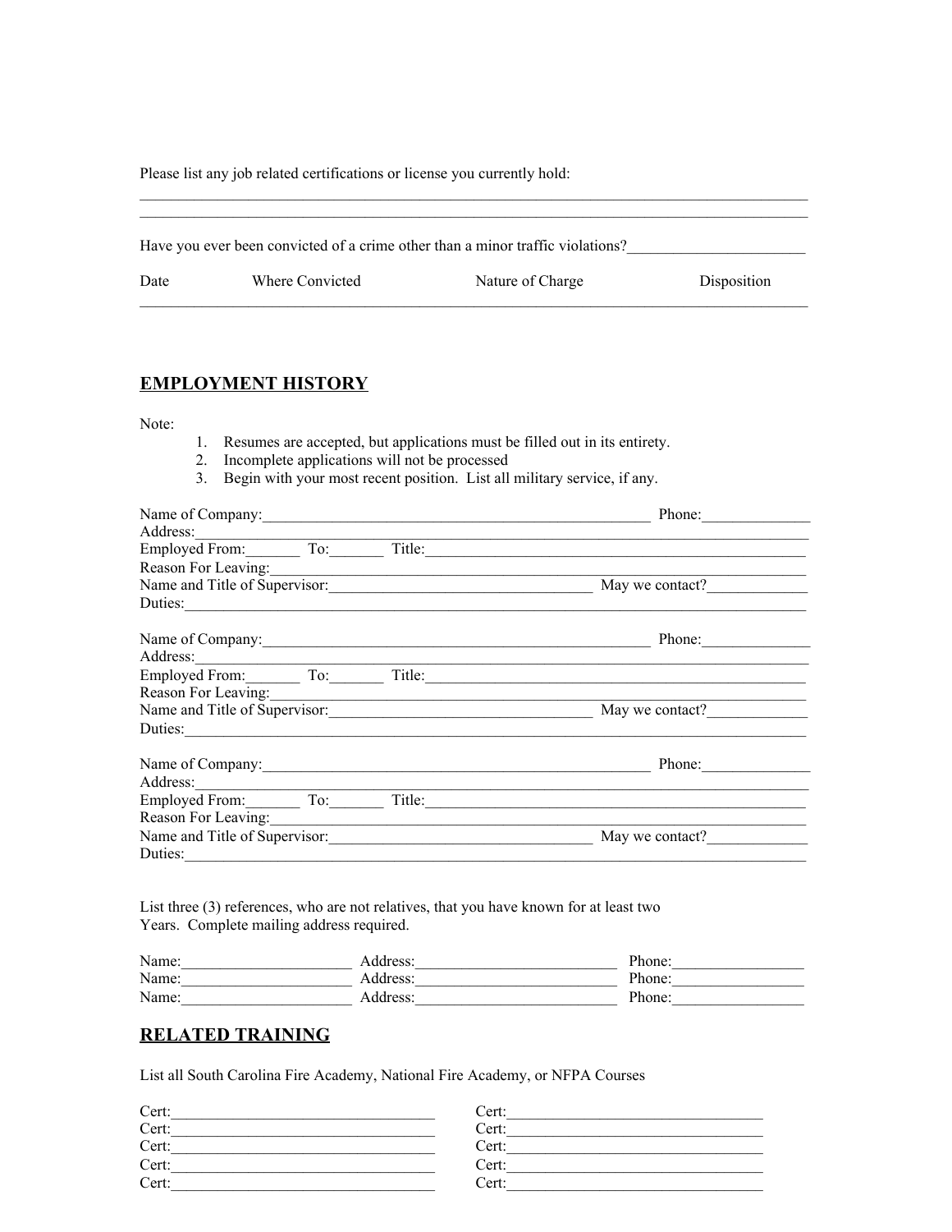Please list any job related certifications or license you currently hold:

_____________________________________________________________________________________________

_____________________________________________________________________________________________

Have you ever been convicted of a crime other than a minor traffic violations?_______________________

| Date | Where Convicted | Nature of Charge | Disposition |
|---|---|---|---|
| | | | |

## EMPLOYMENT HISTORY

Note:

1. Resumes are accepted, but applications must be filled out in its entirety.
2. Incomplete applications will not be processed
3. Begin with your most recent position. List all military service, if any.

Name of Company:_____________________________________________________ Phone:______________
Address:_____________________________________________________________________________________
Employed From:_______ To:_______ Title:___________________________________________________
Reason For Leaving:___________________________________________________________________________
Name and Title of Supervisor:__________________________________ May we contact?_____________
Duties:______________________________________________________________________________________

Name of Company:_____________________________________________________ Phone:______________
Address:_____________________________________________________________________________________
Employed From:_______ To:_______ Title:___________________________________________________
Reason For Leaving:___________________________________________________________________________
Name and Title of Supervisor:__________________________________ May we contact?_____________
Duties:______________________________________________________________________________________

Name of Company:_____________________________________________________ Phone:______________
Address:_____________________________________________________________________________________
Employed From:_______ To:_______ Title:___________________________________________________
Reason For Leaving:___________________________________________________________________________
Name and Title of Supervisor:__________________________________ May we contact?_____________
Duties:______________________________________________________________________________________

List three (3) references, who are not relatives, that you have known for at least two Years. Complete mailing address required.

Name:______________________ Address:__________________________ Phone:_________________
Name:______________________ Address:__________________________ Phone:_________________
Name:______________________ Address:__________________________ Phone:_________________

## RELATED TRAINING

List all South Carolina Fire Academy, National Fire Academy, or NFPA Courses

Cert:__________________________________ Cert:__________________________________
Cert:__________________________________ Cert:__________________________________
Cert:__________________________________ Cert:__________________________________
Cert:__________________________________ Cert:__________________________________
Cert:__________________________________ Cert:__________________________________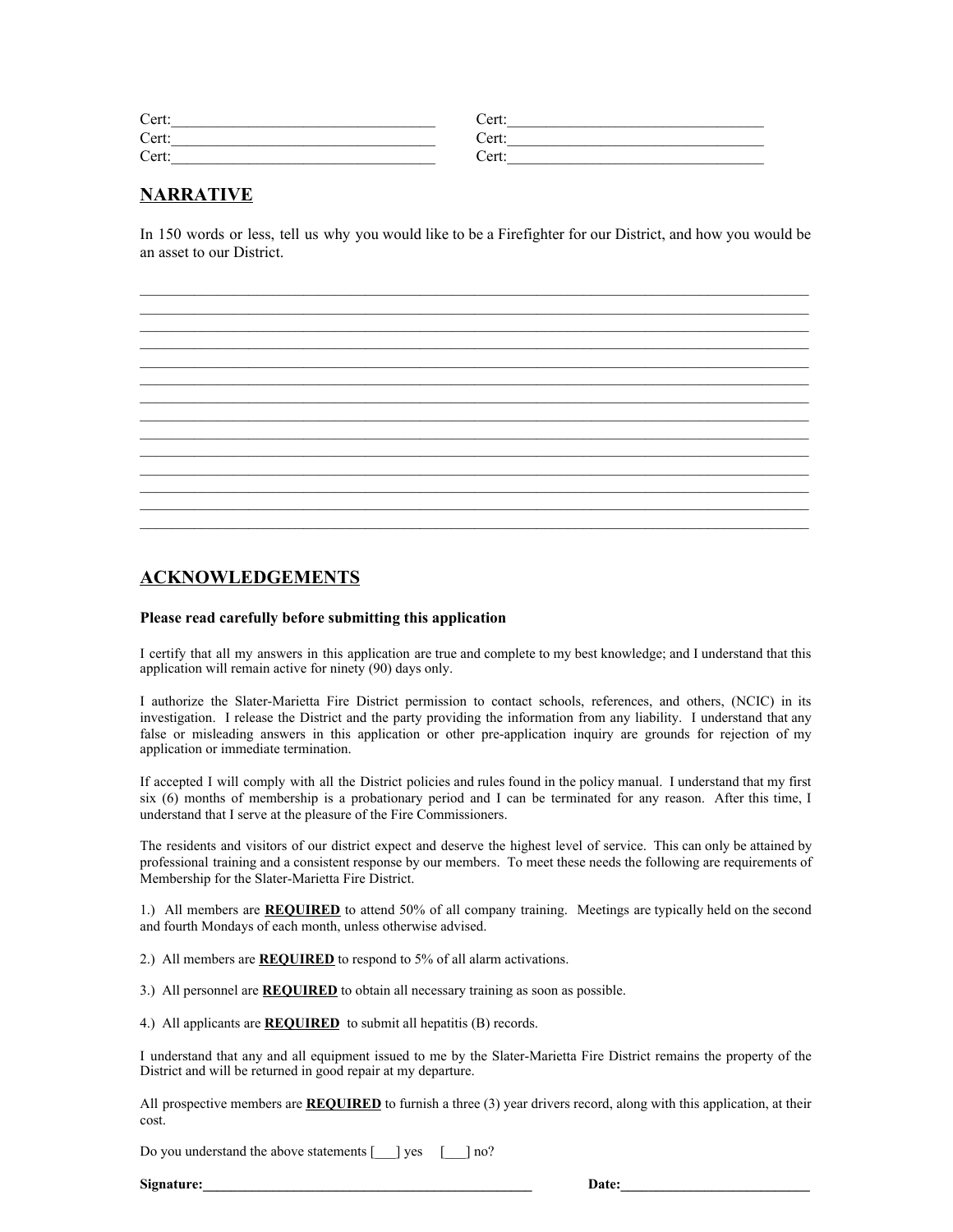| | |
|---|---|
| Cert:_______________________________ | Cert:_______________________________ |
| Cert:_______________________________ | Cert:_______________________________ |
| Cert:_______________________________ | Cert:_______________________________ |

## NARRATIVE

In 150 words or less, tell us why you would like to be a Firefighter for our District, and how you would be an asset to our District.

______________________________________________________________________________________
______________________________________________________________________________________
______________________________________________________________________________________
______________________________________________________________________________________
______________________________________________________________________________________
______________________________________________________________________________________
______________________________________________________________________________________
______________________________________________________________________________________
______________________________________________________________________________________
______________________________________________________________________________________
______________________________________________________________________________________
______________________________________________________________________________________
______________________________________________________________________________________
______________________________________________________________________________________

## ACKNOWLEDGEMENTS

**Please read carefully before submitting this application**

I certify that all my answers in this application are true and complete to my best knowledge; and I understand that this application will remain active for ninety (90) days only.

I authorize the Slater-Marietta Fire District permission to contact schools, references, and others, (NCIC) in its investigation. I release the District and the party providing the information from any liability. I understand that any false or misleading answers in this application or other pre-application inquiry are grounds for rejection of my application or immediate termination.

If accepted I will comply with all the District policies and rules found in the policy manual. I understand that my first six (6) months of membership is a probationary period and I can be terminated for any reason. After this time, I understand that I serve at the pleasure of the Fire Commissioners.

The residents and visitors of our district expect and deserve the highest level of service. This can only be attained by professional training and a consistent response by our members. To meet these needs the following are requirements of Membership for the Slater-Marietta Fire District.

1.) All members are **REQUIRED** to attend 50% of all company training. Meetings are typically held on the second and fourth Mondays of each month, unless otherwise advised.

2.) All members are **REQUIRED** to respond to 5% of all alarm activations.

3.) All personnel are **REQUIRED** to obtain all necessary training as soon as possible.

4.) All applicants are **REQUIRED** to submit all hepatitis (B) records.

I understand that any and all equipment issued to me by the Slater-Marietta Fire District remains the property of the District and will be returned in good repair at my departure.

All prospective members are **REQUIRED** to furnish a three (3) year drivers record, along with this application, at their cost.

Do you understand the above statements [___] yes [___] no?

**Signature:**_______________________________________________ **Date:**___________________________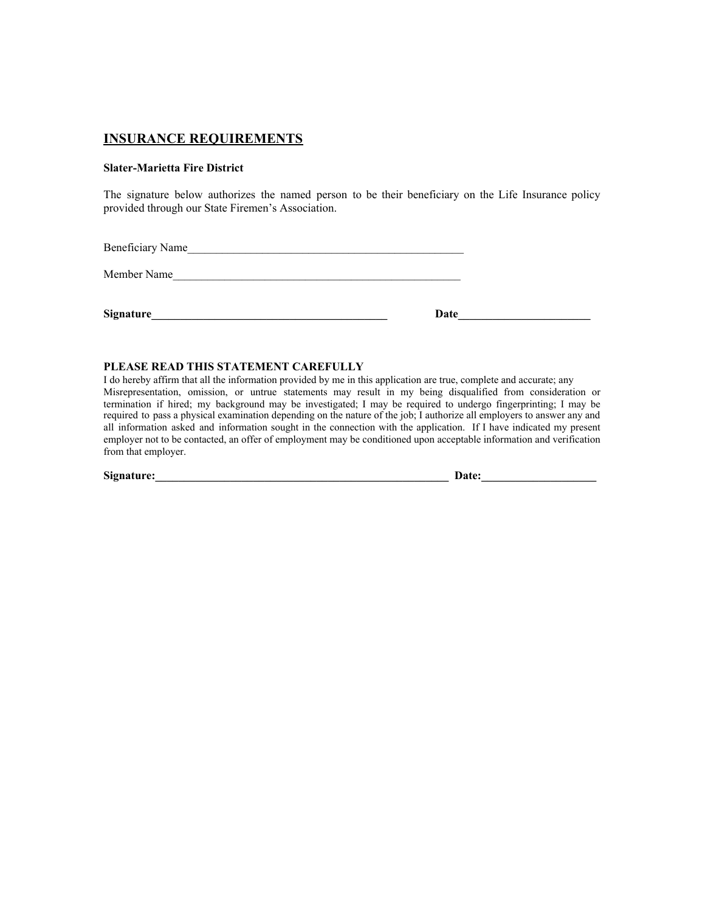## INSURANCE REQUIREMENTS

**Slater-Marietta Fire District**

The signature below authorizes the named person to be their beneficiary on the Life Insurance policy provided through our State Firemen's Association.

Beneficiary Name__________________________________________________

Member Name____________________________________________________

**Signature__________________________________________ Date________________________**

**PLEASE READ THIS STATEMENT CAREFULLY**

I do hereby affirm that all the information provided by me in this application are true, complete and accurate; any Misrepresentation, omission, or untrue statements may result in my being disqualified from consideration or termination if hired; my background may be investigated; I may be required to undergo fingerprinting; I may be required to pass a physical examination depending on the nature of the job; I authorize all employers to answer any and all information asked and information sought in the connection with the application. If I have indicated my present employer not to be contacted, an offer of employment may be conditioned upon acceptable information and verification from that employer.

**Signature:____________________________________________________ Date:____________________**